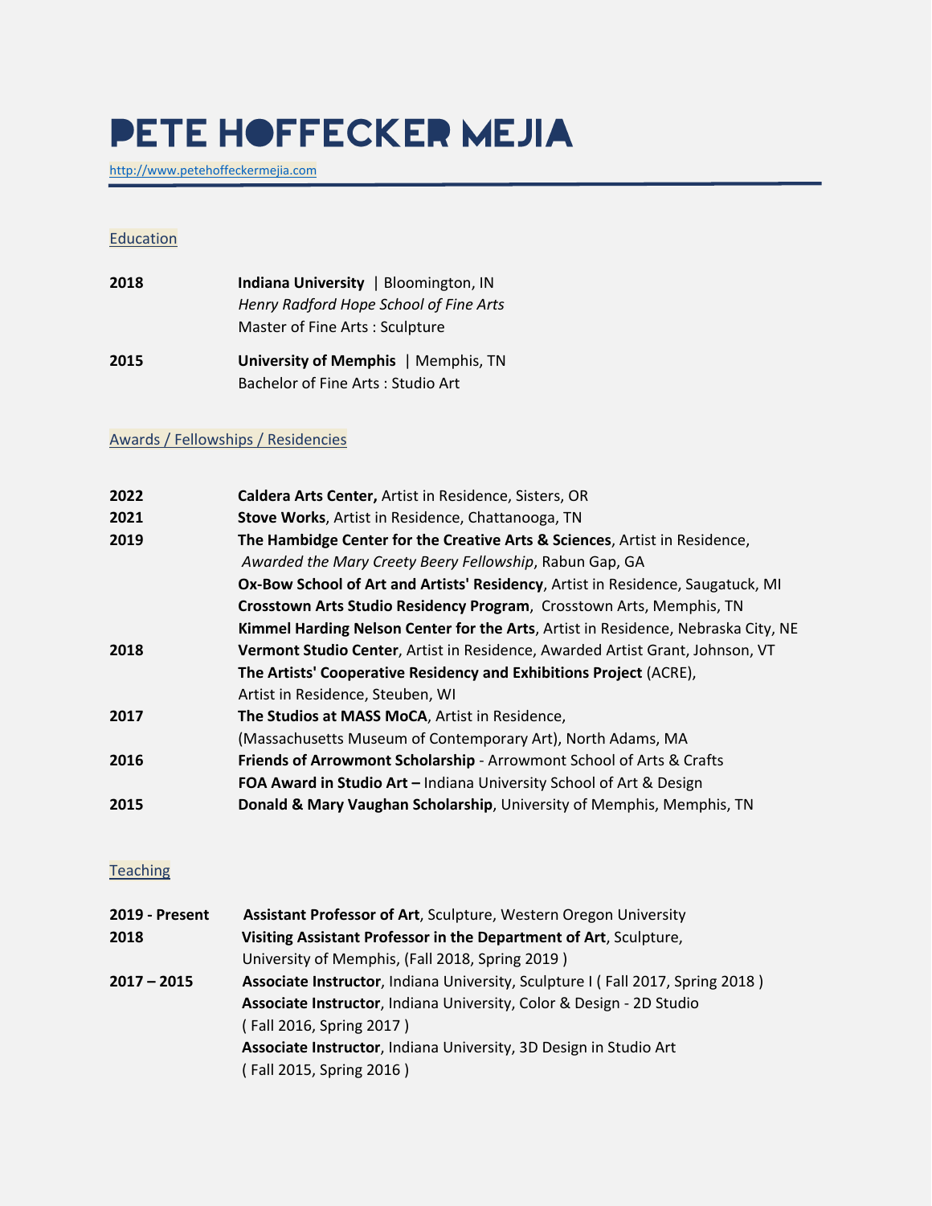# PETE HOFFECKER MEJIA

http://www.petehoffeckermejia.com

## Education

**2018** **Indiana University** | Bloomington, IN
*Henry Radford Hope School of Fine Arts*
Master of Fine Arts : Sculpture

**2015** **University of Memphis** | Memphis, TN
Bachelor of Fine Arts : Studio Art

## Awards / Fellowships / Residencies

**2022** **Caldera Arts Center,** Artist in Residence, Sisters, OR

**2021** **Stove Works**, Artist in Residence, Chattanooga, TN

**2019** **The Hambidge Center for the Creative Arts & Sciences**, Artist in Residence, *Awarded the Mary Creety Beery Fellowship*, Rabun Gap, GA
**Ox-Bow School of Art and Artists' Residency**, Artist in Residence, Saugatuck, MI
**Crosstown Arts Studio Residency Program**, Crosstown Arts, Memphis, TN
**Kimmel Harding Nelson Center for the Arts**, Artist in Residence, Nebraska City, NE

**2018** **Vermont Studio Center**, Artist in Residence, Awarded Artist Grant, Johnson, VT
**The Artists' Cooperative Residency and Exhibitions Project** (ACRE), Artist in Residence, Steuben, WI

**2017** **The Studios at MASS MoCA**, Artist in Residence, (Massachusetts Museum of Contemporary Art), North Adams, MA

**2016** **Friends of Arrowmont Scholarship** - Arrowmont School of Arts & Crafts
**FOA Award in Studio Art –** Indiana University School of Art & Design

**2015** **Donald & Mary Vaughan Scholarship**, University of Memphis, Memphis, TN

## Teaching

**2019 - Present** **Assistant Professor of Art**, Sculpture, Western Oregon University

**2018** **Visiting Assistant Professor in the Department of Art**, Sculpture, University of Memphis, (Fall 2018, Spring 2019 )

**2017 – 2015** **Associate Instructor**, Indiana University, Sculpture I ( Fall 2017, Spring 2018 )
**Associate Instructor**, Indiana University, Color & Design - 2D Studio ( Fall 2016, Spring 2017 )
**Associate Instructor**, Indiana University, 3D Design in Studio Art ( Fall 2015, Spring 2016 )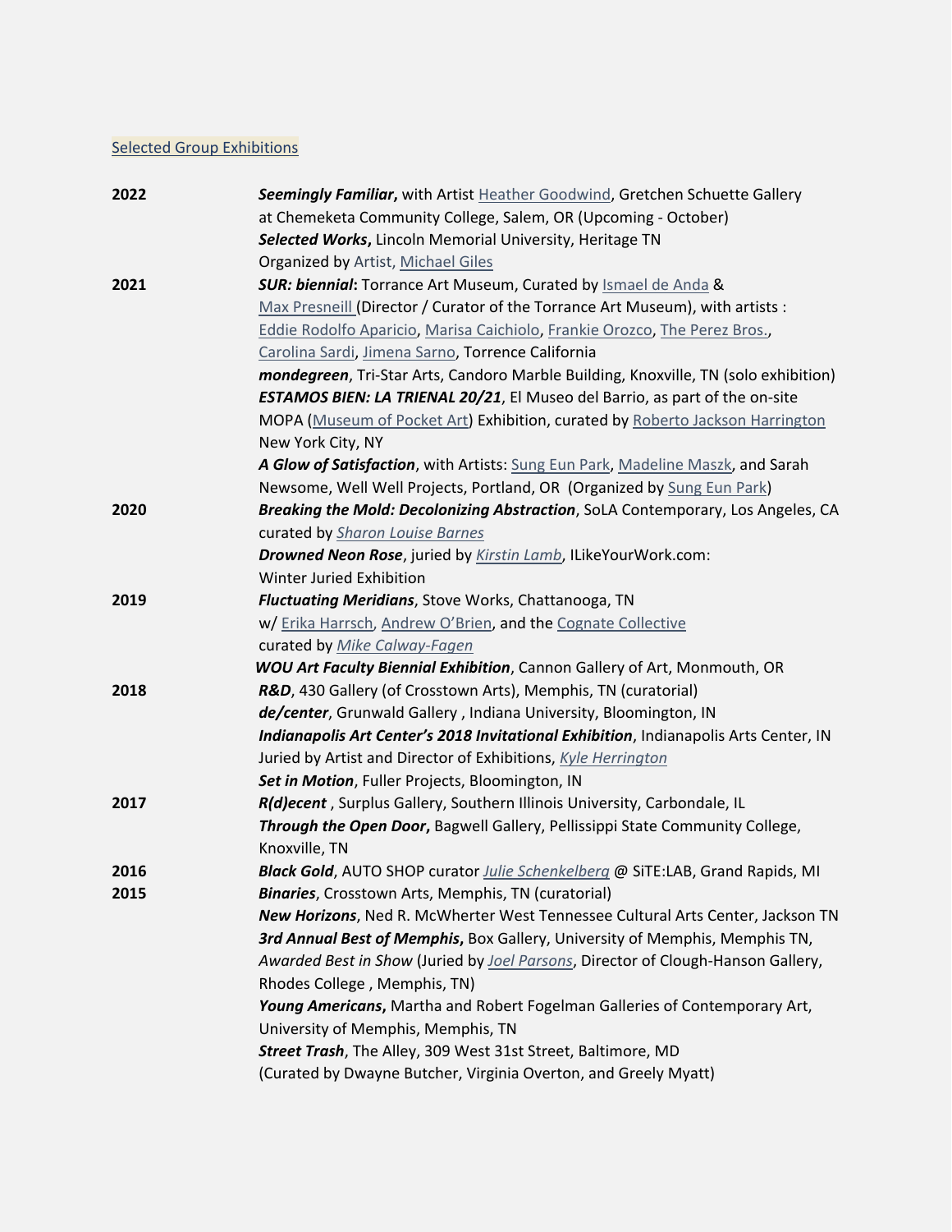## Selected Group Exhibitions

**2022**

***Seemingly Familiar*****,** with Artist Heather Goodwind, Gretchen Schuette Gallery at Chemeketa Community College, Salem, OR (Upcoming - October)

***Selected Works*****,** Lincoln Memorial University, Heritage TN
Organized by Artist, Michael Giles

**2021**

***SUR: biennial*****:** Torrance Art Museum, Curated by Ismael de Anda & Max Presneill (Director / Curator of the Torrance Art Museum), with artists : Eddie Rodolfo Aparicio, Marisa Caichiolo, Frankie Orozco, The Perez Bros., Carolina Sardi, Jimena Sarno, Torrence California

***mondegreen***, Tri-Star Arts, Candoro Marble Building, Knoxville, TN (solo exhibition)

***ESTAMOS BIEN: LA TRIENAL 20/21***, El Museo del Barrio, as part of the on-site MOPA (Museum of Pocket Art) Exhibition, curated by Roberto Jackson Harrington New York City, NY

***A Glow of Satisfaction***, with Artists: Sung Eun Park, Madeline Maszk, and Sarah Newsome, Well Well Projects, Portland, OR (Organized by Sung Eun Park)

**2020**

***Breaking the Mold: Decolonizing Abstraction***, SoLA Contemporary, Los Angeles, CA curated by *Sharon Louise Barnes*

***Drowned Neon Rose***, juried by *Kirstin Lamb*, ILikeYourWork.com: Winter Juried Exhibition

**2019**

***Fluctuating Meridians***, Stove Works, Chattanooga, TN w/ Erika Harrsch, Andrew O'Brien, and the Cognate Collective curated by *Mike Calway-Fagen*

***WOU Art Faculty Biennial Exhibition***, Cannon Gallery of Art, Monmouth, OR

**2018**

***R&D***, 430 Gallery (of Crosstown Arts), Memphis, TN (curatorial)

***de/center***, Grunwald Gallery , Indiana University, Bloomington, IN

***Indianapolis Art Center's 2018 Invitational Exhibition***, Indianapolis Arts Center, IN Juried by Artist and Director of Exhibitions, *Kyle Herrington*

***Set in Motion***, Fuller Projects, Bloomington, IN

**2017**

***R(d)ecent*** , Surplus Gallery, Southern Illinois University, Carbondale, IL

***Through the Open Door*****,** Bagwell Gallery, Pellissippi State Community College, Knoxville, TN

**2016**

***Black Gold***, AUTO SHOP curator *Julie Schenkelberg* @ SiTE:LAB, Grand Rapids, MI

**2015**

***Binaries***, Crosstown Arts, Memphis, TN (curatorial)

***New Horizons***, Ned R. McWherter West Tennessee Cultural Arts Center, Jackson TN

***3rd Annual Best of Memphis*****,** Box Gallery, University of Memphis, Memphis TN, *Awarded Best in Show* (Juried by *Joel Parsons*, Director of Clough-Hanson Gallery, Rhodes College , Memphis, TN)

***Young Americans*****,** Martha and Robert Fogelman Galleries of Contemporary Art, University of Memphis, Memphis, TN

***Street Trash***, The Alley, 309 West 31st Street, Baltimore, MD (Curated by Dwayne Butcher, Virginia Overton, and Greely Myatt)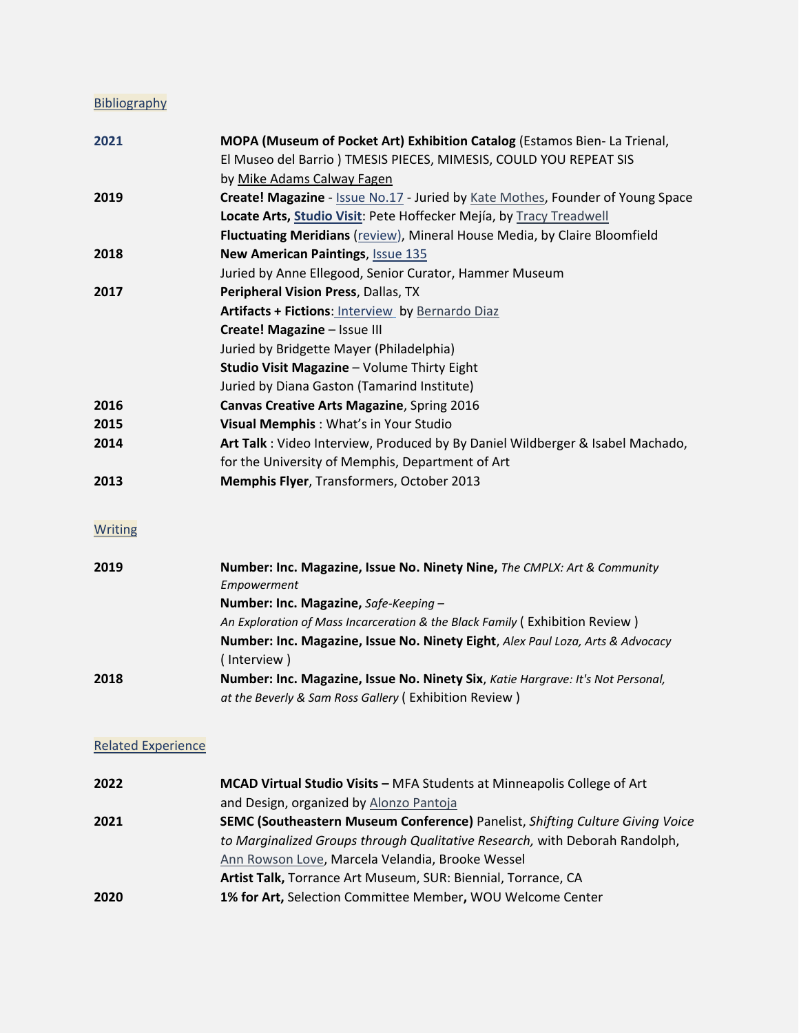## Bibliography

**2021** **MOPA (Museum of Pocket Art) Exhibition Catalog** (Estamos Bien- La Trienal, El Museo del Barrio ) TMESIS PIECES, MIMESIS, COULD YOU REPEAT SIS by Mike Adams Calway Fagen

**2019** **Create! Magazine** - Issue No.17 - Juried by Kate Mothes, Founder of Young Space
**Locate Arts, Studio Visit**: Pete Hoffecker Mejía, by Tracy Treadwell
**Fluctuating Meridians** (review), Mineral House Media, by Claire Bloomfield

**2018** **New American Paintings**, Issue 135
Juried by Anne Ellegood, Senior Curator, Hammer Museum

**2017** **Peripheral Vision Press**, Dallas, TX
**Artifacts + Fictions**: Interview by Bernardo Diaz
**Create! Magazine** – Issue III
Juried by Bridgette Mayer (Philadelphia)
**Studio Visit Magazine** – Volume Thirty Eight
Juried by Diana Gaston (Tamarind Institute)

**2016** **Canvas Creative Arts Magazine**, Spring 2016

**2015** **Visual Memphis** : What's in Your Studio

**2014** **Art Talk** : Video Interview, Produced by By Daniel Wildberger & Isabel Machado, for the University of Memphis, Department of Art

**2013** **Memphis Flyer**, Transformers, October 2013

## Writing

**2019** **Number: Inc. Magazine, Issue No. Ninety Nine,** *The CMPLX: Art & Community Empowerment*
**Number: Inc. Magazine,** *Safe-Keeping – An Exploration of Mass Incarceration & the Black Family* ( Exhibition Review )
**Number: Inc. Magazine, Issue No. Ninety Eight**, *Alex Paul Loza, Arts & Advocacy* ( Interview )

**2018** **Number: Inc. Magazine, Issue No. Ninety Six**, *Katie Hargrave: It's Not Personal, at the Beverly & Sam Ross Gallery* ( Exhibition Review )

## Related Experience

**2022** **MCAD Virtual Studio Visits –** MFA Students at Minneapolis College of Art and Design, organized by Alonzo Pantoja

**2021** **SEMC (Southeastern Museum Conference)** Panelist, *Shifting Culture Giving Voice to Marginalized Groups through Qualitative Research,* with Deborah Randolph, Ann Rowson Love, Marcela Velandia, Brooke Wessel
**Artist Talk,** Torrance Art Museum, SUR: Biennial, Torrance, CA

**2020** **1% for Art,** Selection Committee Member**,** WOU Welcome Center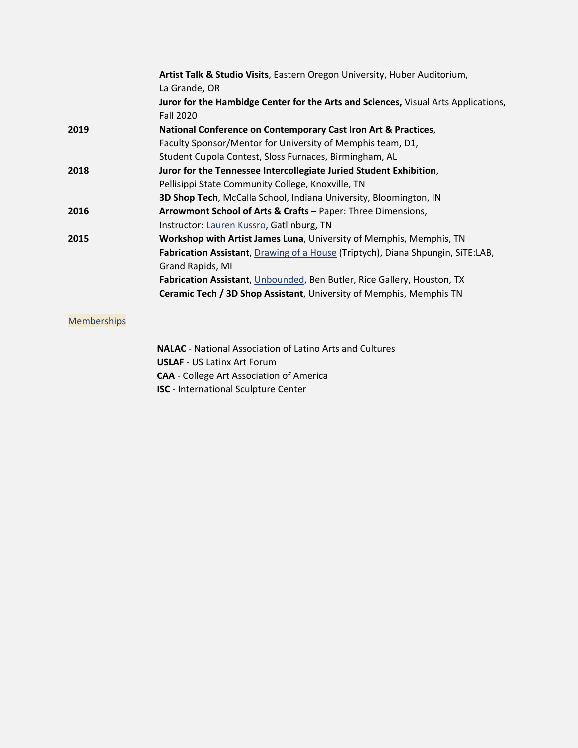| | |
|---|---|
| | **Artist Talk & Studio Visits**, Eastern Oregon University, Huber Auditorium, La Grande, OR |
| | **Juror for the Hambidge Center for the Arts and Sciences,** Visual Arts Applications, Fall 2020 |
| **2019** | **National Conference on Contemporary Cast Iron Art & Practices**, Faculty Sponsor/Mentor for University of Memphis team, D1, Student Cupola Contest, Sloss Furnaces, Birmingham, AL |
| **2018** | **Juror for the Tennessee Intercollegiate Juried Student Exhibition**, Pellisippi State Community College, Knoxville, TN |
| | **3D Shop Tech**, McCalla School, Indiana University, Bloomington, IN |
| **2016** | **Arrowmont School of Arts & Crafts** – Paper: Three Dimensions, Instructor: Lauren Kussro, Gatlinburg, TN |
| **2015** | **Workshop with Artist James Luna**, University of Memphis, Memphis, TN |
| | **Fabrication Assistant**, Drawing of a House (Triptych), Diana Shpungin, SiTE:LAB, Grand Rapids, MI |
| | **Fabrication Assistant**, Unbounded, Ben Butler, Rice Gallery, Houston, TX |
| | **Ceramic Tech / 3D Shop Assistant**, University of Memphis, Memphis TN |

## Memberships

**NALAC** - National Association of Latino Arts and Cultures
**USLAF** - US Latinx Art Forum
**CAA** - College Art Association of America
**ISC** - International Sculpture Center